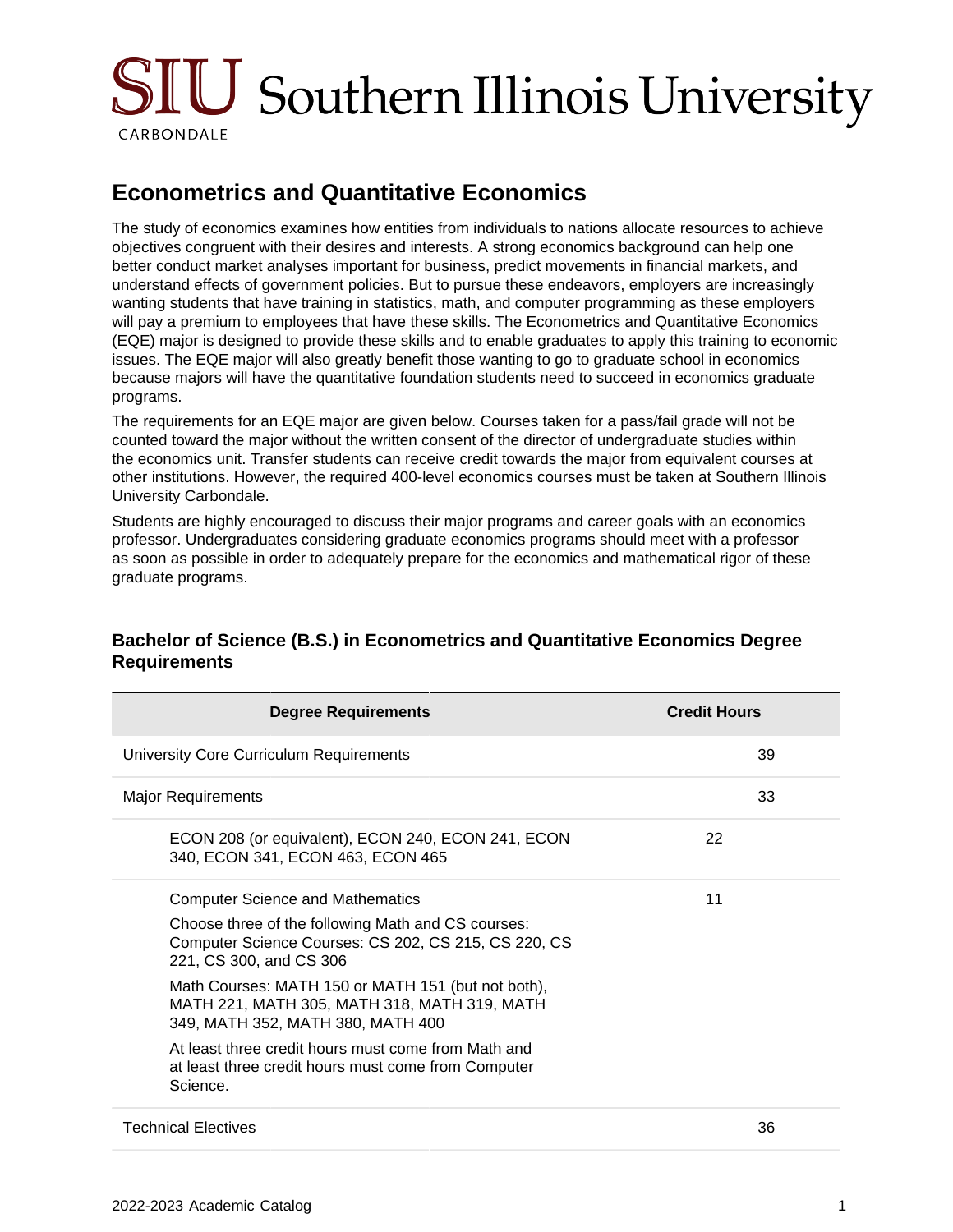# Southern Illinois University Carbondale

## Econometrics and Quantitative Economics

The study of economics examines how entities from individuals to nations allocate resources to achieve objectives congruent with their desires and interests. A strong economics background can help one better conduct market analyses important for business, predict movements in financial markets, and understand effects of government policies. But to pursue these endeavors, employers are increasingly wanting students that have training in statistics, math, and computer programming as these employers will pay a premium to employees that have these skills. The Econometrics and Quantitative Economics (EQE) major is designed to provide these skills and to enable graduates to apply this training to economic issues. The EQE major will also greatly benefit those wanting to go to graduate school in economics because majors will have the quantitative foundation students need to succeed in economics graduate programs.

The requirements for an EQE major are given below. Courses taken for a pass/fail grade will not be counted toward the major without the written consent of the director of undergraduate studies within the economics unit. Transfer students can receive credit towards the major from equivalent courses at other institutions. However, the required 400-level economics courses must be taken at Southern Illinois University Carbondale.

Students are highly encouraged to discuss their major programs and career goals with an economics professor. Undergraduates considering graduate economics programs should meet with a professor as soon as possible in order to adequately prepare for the economics and mathematical rigor of these graduate programs.

### Bachelor of Science (B.S.) in Econometrics and Quantitative Economics Degree Requirements

| Degree Requirements | Credit Hours | |
|---|---|---|
| University Core Curriculum Requirements | | 39 |
| Major Requirements | | 33 |
| ECON 208 (or equivalent), ECON 240, ECON 241, ECON 340, ECON 341, ECON 463, ECON 465 | 22 | |
| Computer Science and Mathematics<br>Choose three of the following Math and CS courses: Computer Science Courses: CS 202, CS 215, CS 220, CS 221, CS 300, and CS 306<br>Math Courses: MATH 150 or MATH 151 (but not both), MATH 221, MATH 305, MATH 318, MATH 319, MATH 349, MATH 352, MATH 380, MATH 400<br>At least three credit hours must come from Math and at least three credit hours must come from Computer Science. | 11 | |
| Technical Electives | | 36 |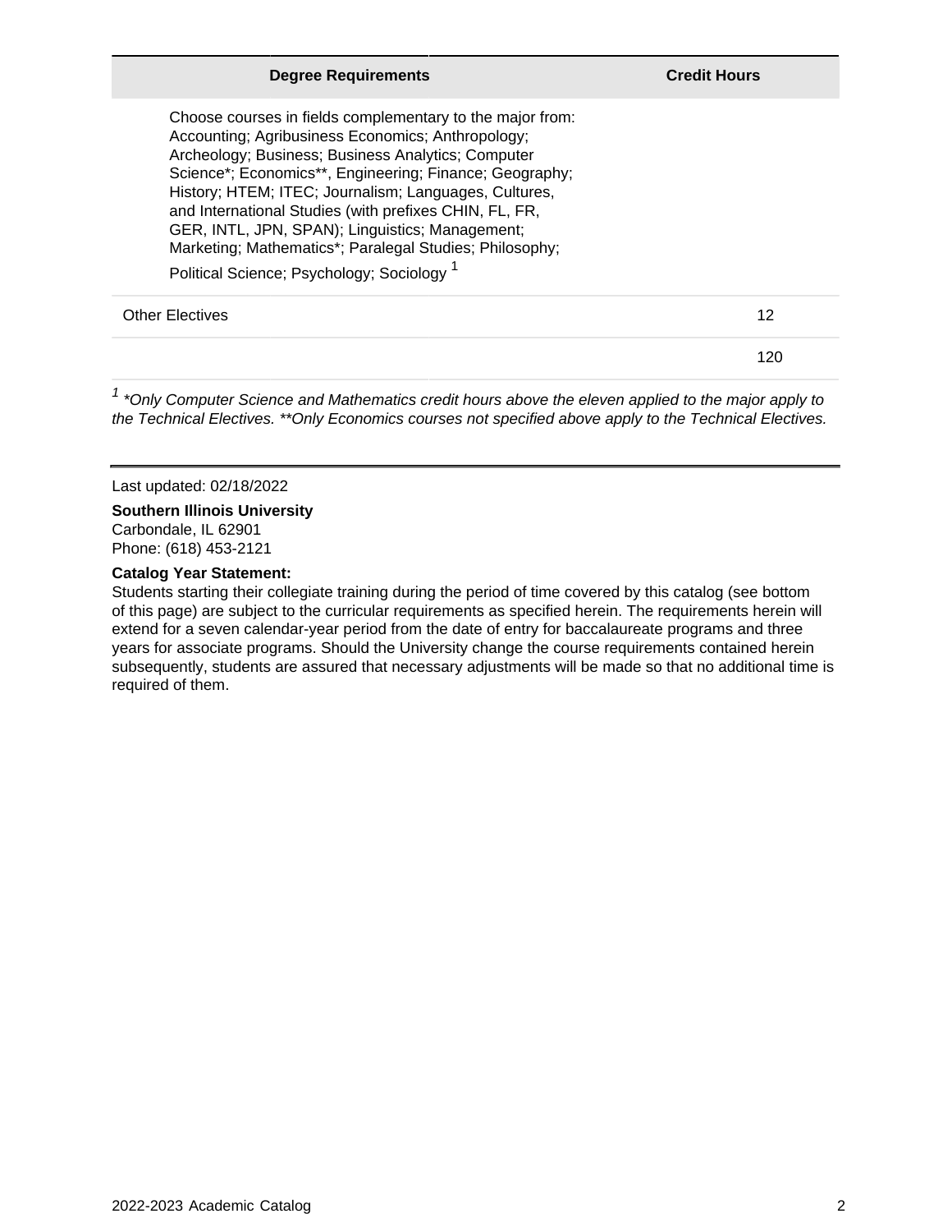| Degree Requirements | Credit Hours |
|---|---|
| Choose courses in fields complementary to the major from: Accounting; Agribusiness Economics; Anthropology; Archeology; Business; Business Analytics; Computer Science*; Economics**, Engineering; Finance; Geography; History; HTEM; ITEC; Journalism; Languages, Cultures, and International Studies (with prefixes CHIN, FL, FR, GER, INTL, JPN, SPAN); Linguistics; Management; Marketing; Mathematics*; Paralegal Studies; Philosophy; Political Science; Psychology; Sociology [1] | |
| Other Electives | 12 |
| | 120 |

*[1] \*Only Computer Science and Mathematics credit hours above the eleven applied to the major apply to the Technical Electives. \*\*Only Economics courses not specified above apply to the Technical Electives.*

---

Last updated: 02/18/2022

**Southern Illinois University**
Carbondale, IL 62901
Phone: (618) 453-2121

**Catalog Year Statement:**
Students starting their collegiate training during the period of time covered by this catalog (see bottom of this page) are subject to the curricular requirements as specified herein. The requirements herein will extend for a seven calendar-year period from the date of entry for baccalaureate programs and three years for associate programs. Should the University change the course requirements contained herein subsequently, students are assured that necessary adjustments will be made so that no additional time is required of them.

2022-2023 Academic Catalog